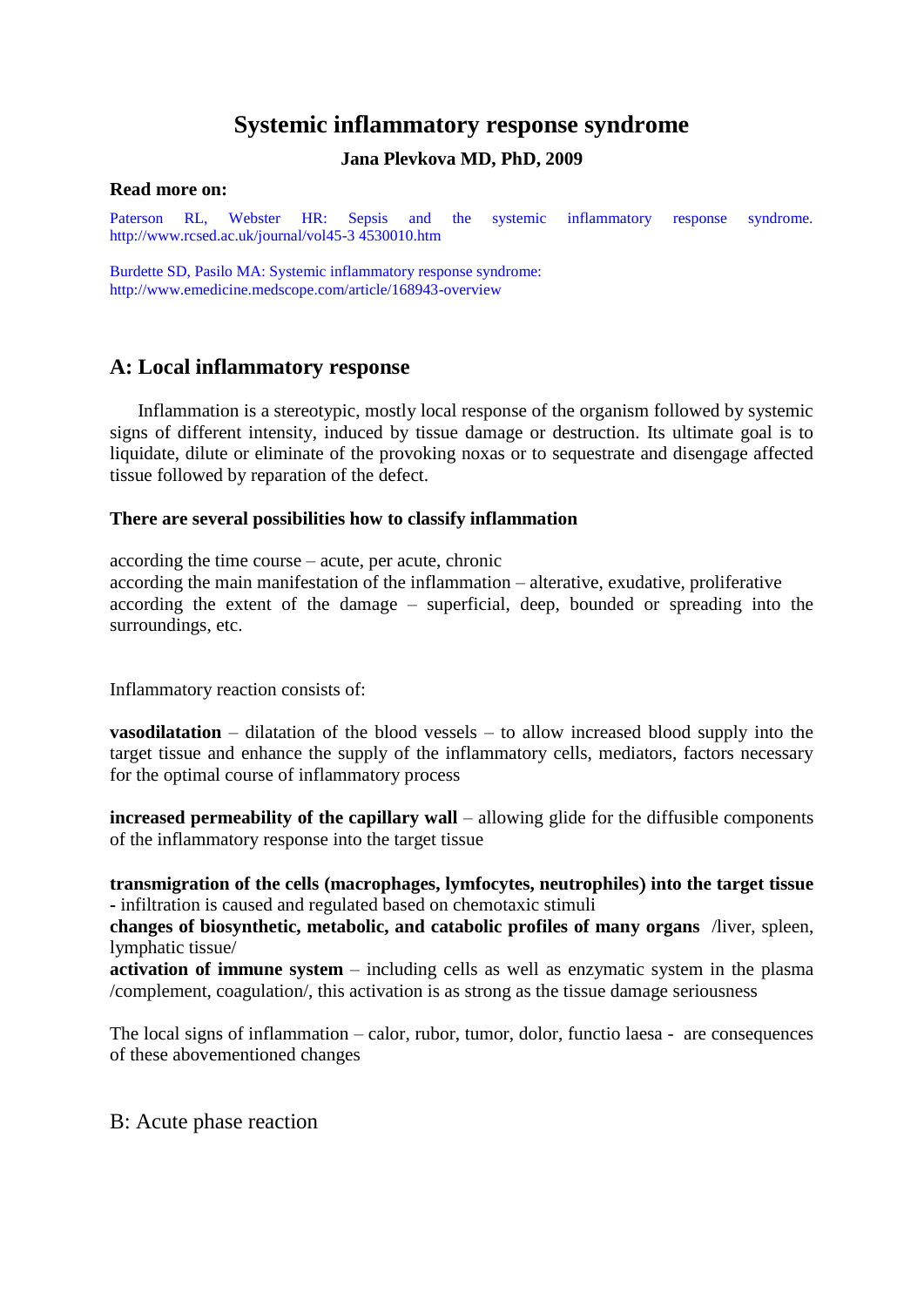# Systemic inflammatory response syndrome

**Jana Plevkova MD, PhD, 2009**

**Read more on:**

Paterson RL, Webster HR: Sepsis and the systemic inflammatory response syndrome. http://www.rcsed.ac.uk/journal/vol45-3 4530010.htm

Burdette SD, Pasilo MA: Systemic inflammatory response syndrome: http://www.emedicine.medscope.com/article/168943-overview

## A: Local inflammatory response

Inflammation is a stereotypic, mostly local response of the organism followed by systemic signs of different intensity, induced by tissue damage or destruction. Its ultimate goal is to liquidate, dilute or eliminate of the provoking noxas or to sequestrate and disengage affected tissue followed by reparation of the defect.

**There are several possibilities how to classify inflammation**

according the time course – acute, per acute, chronic
according the main manifestation of the inflammation – alterative, exudative, proliferative
according the extent of the damage – superficial, deep, bounded or spreading into the surroundings, etc.

Inflammatory reaction consists of:

**vasodilatation** – dilatation of the blood vessels – to allow increased blood supply into the target tissue and enhance the supply of the inflammatory cells, mediators, factors necessary for the optimal course of inflammatory process

**increased permeability of the capillary wall** – allowing glide for the diffusible components of the inflammatory response into the target tissue

**transmigration of the cells (macrophages, lymfocytes, neutrophiles) into the target tissue -** infiltration is caused and regulated based on chemotaxic stimuli
**changes of biosynthetic, metabolic, and catabolic profiles of many organs** /liver, spleen, lymphatic tissue/
**activation of immune system** – including cells as well as enzymatic system in the plasma /complement, coagulation/, this activation is as strong as the tissue damage seriousness

The local signs of inflammation – calor, rubor, tumor, dolor, functio laesa - are consequences of these abovementioned changes

## B: Acute phase reaction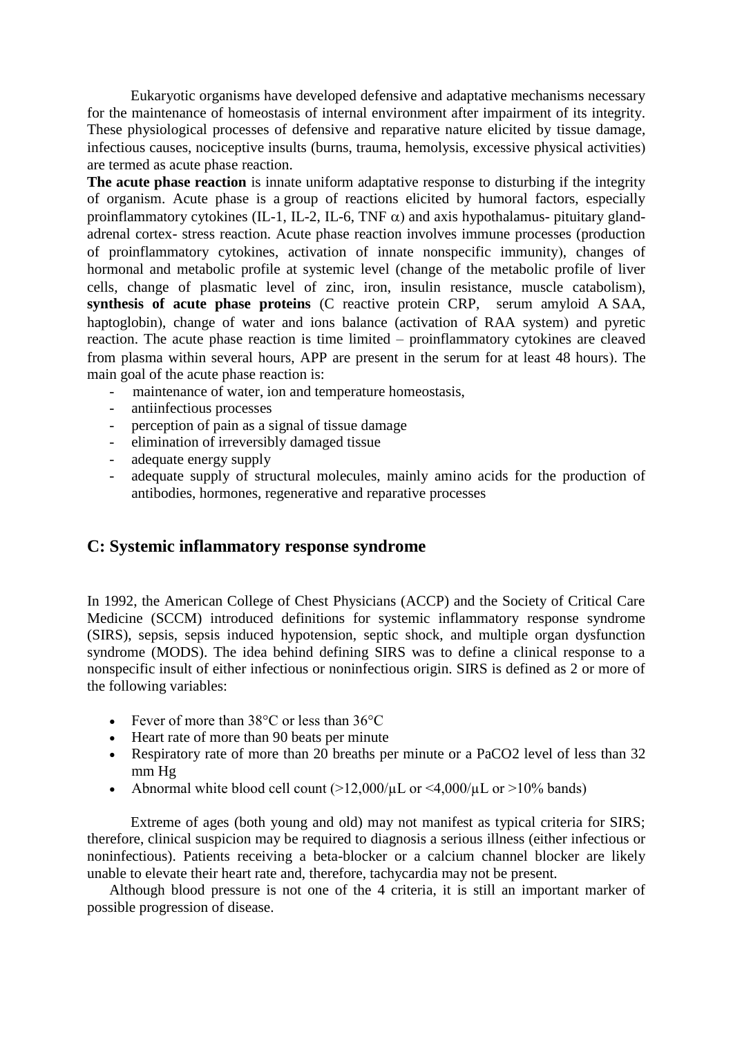Eukaryotic organisms have developed defensive and adaptative mechanisms necessary for the maintenance of homeostasis of internal environment after impairment of its integrity. These physiological processes of defensive and reparative nature elicited by tissue damage, infectious causes, nociceptive insults (burns, trauma, hemolysis, excessive physical activities) are termed as acute phase reaction.

**The acute phase reaction** is innate uniform adaptative response to disturbing if the integrity of organism. Acute phase is a group of reactions elicited by humoral factors, especially proinflammatory cytokines (IL-1, IL-2, IL-6, TNF $\alpha$) and axis hypothalamus- pituitary gland-adrenal cortex- stress reaction. Acute phase reaction involves immune processes (production of proinflammatory cytokines, activation of innate nonspecific immunity), changes of hormonal and metabolic profile at systemic level (change of the metabolic profile of liver cells, change of plasmatic level of zinc, iron, insulin resistance, muscle catabolism), **synthesis of acute phase proteins** (C reactive protein CRP, serum amyloid A SAA, haptoglobin), change of water and ions balance (activation of RAA system) and pyretic reaction. The acute phase reaction is time limited – proinflammatory cytokines are cleaved from plasma within several hours, APP are present in the serum for at least 48 hours). The main goal of the acute phase reaction is:

- maintenance of water, ion and temperature homeostasis,
- antiinfectious processes
- perception of pain as a signal of tissue damage
- elimination of irreversibly damaged tissue
- adequate energy supply
- adequate supply of structural molecules, mainly amino acids for the production of antibodies, hormones, regenerative and reparative processes

## C: Systemic inflammatory response syndrome

In 1992, the American College of Chest Physicians (ACCP) and the Society of Critical Care Medicine (SCCM) introduced definitions for systemic inflammatory response syndrome (SIRS), sepsis, sepsis induced hypotension, septic shock, and multiple organ dysfunction syndrome (MODS). The idea behind defining SIRS was to define a clinical response to a nonspecific insult of either infectious or noninfectious origin. SIRS is defined as 2 or more of the following variables:

- Fever of more than 38°C or less than 36°C
- Heart rate of more than 90 beats per minute
- Respiratory rate of more than 20 breaths per minute or a $PaCO_2$ level of less than 32 mm Hg
- Abnormal white blood cell count (>12,000/µL or <4,000/µL or >10% bands)

Extreme of ages (both young and old) may not manifest as typical criteria for SIRS; therefore, clinical suspicion may be required to diagnosis a serious illness (either infectious or noninfectious). Patients receiving a beta-blocker or a calcium channel blocker are likely unable to elevate their heart rate and, therefore, tachycardia may not be present.

Although blood pressure is not one of the 4 criteria, it is still an important marker of possible progression of disease.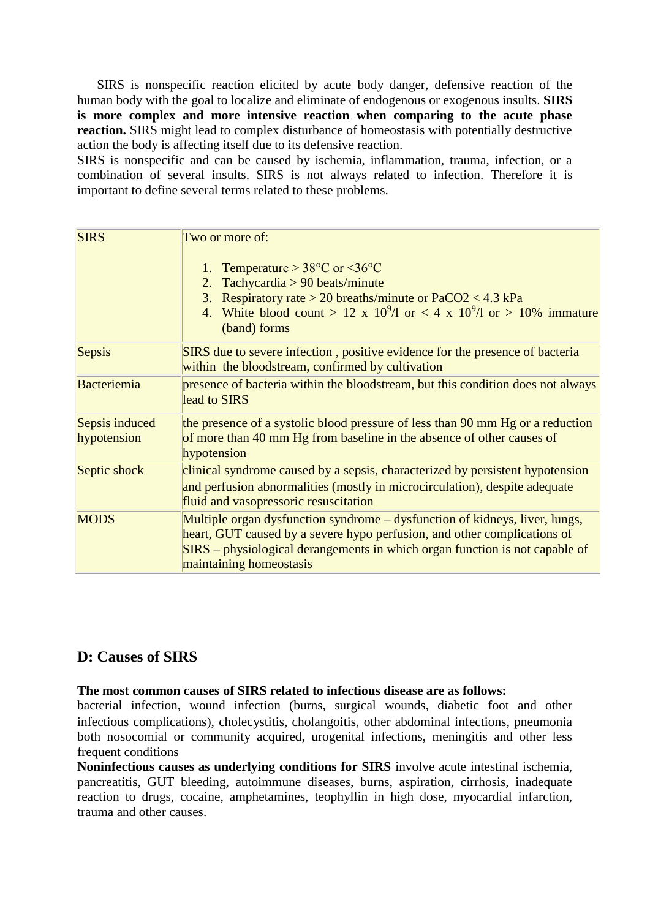SIRS is nonspecific reaction elicited by acute body danger, defensive reaction of the human body with the goal to localize and eliminate of endogenous or exogenous insults. **SIRS is more complex and more intensive reaction when comparing to the acute phase reaction.** SIRS might lead to complex disturbance of homeostasis with potentially destructive action the body is affecting itself due to its defensive reaction.

SIRS is nonspecific and can be caused by ischemia, inflammation, trauma, infection, or a combination of several insults. SIRS is not always related to infection. Therefore it is important to define several terms related to these problems.

| | |
|---|---|
| SIRS | Two or more of:<br><br>1. Temperature > 38°C or <36°C<br>2. Tachycardia > 90 beats/minute<br>3. Respiratory rate > 20 breaths/minute or $PaCO_2$ < 4.3 kPa<br>4. White blood count > 12 x $10^9$/l or < 4 x $10^9$/l or > 10% immature (band) forms |
| Sepsis | SIRS due to severe infection , positive evidence for the presence of bacteria within the bloodstream, confirmed by cultivation |
| Bacteriemia | presence of bacteria within the bloodstream, but this condition does not always lead to SIRS |
| Sepsis induced hypotension | the presence of a systolic blood pressure of less than 90 mm Hg or a reduction of more than 40 mm Hg from baseline in the absence of other causes of hypotension |
| Septic shock | clinical syndrome caused by a sepsis, characterized by persistent hypotension and perfusion abnormalities (mostly in microcirculation), despite adequate fluid and vasopressoric resuscitation |
| MODS | Multiple organ dysfunction syndrome – dysfunction of kidneys, liver, lungs, heart, GUT caused by a severe hypo perfusion, and other complications of SIRS – physiological derangements in which organ function is not capable of maintaining homeostasis |

## D: Causes of SIRS

**The most common causes of SIRS related to infectious disease are as follows:**
bacterial infection, wound infection (burns, surgical wounds, diabetic foot and other infectious complications), cholecystitis, cholangoitis, other abdominal infections, pneumonia both nosocomial or community acquired, urogenital infections, meningitis and other less frequent conditions

**Noninfectious causes as underlying conditions for SIRS** involve acute intestinal ischemia, pancreatitis, GUT bleeding, autoimmune diseases, burns, aspiration, cirrhosis, inadequate reaction to drugs, cocaine, amphetamines, teophyllin in high dose, myocardial infarction, trauma and other causes.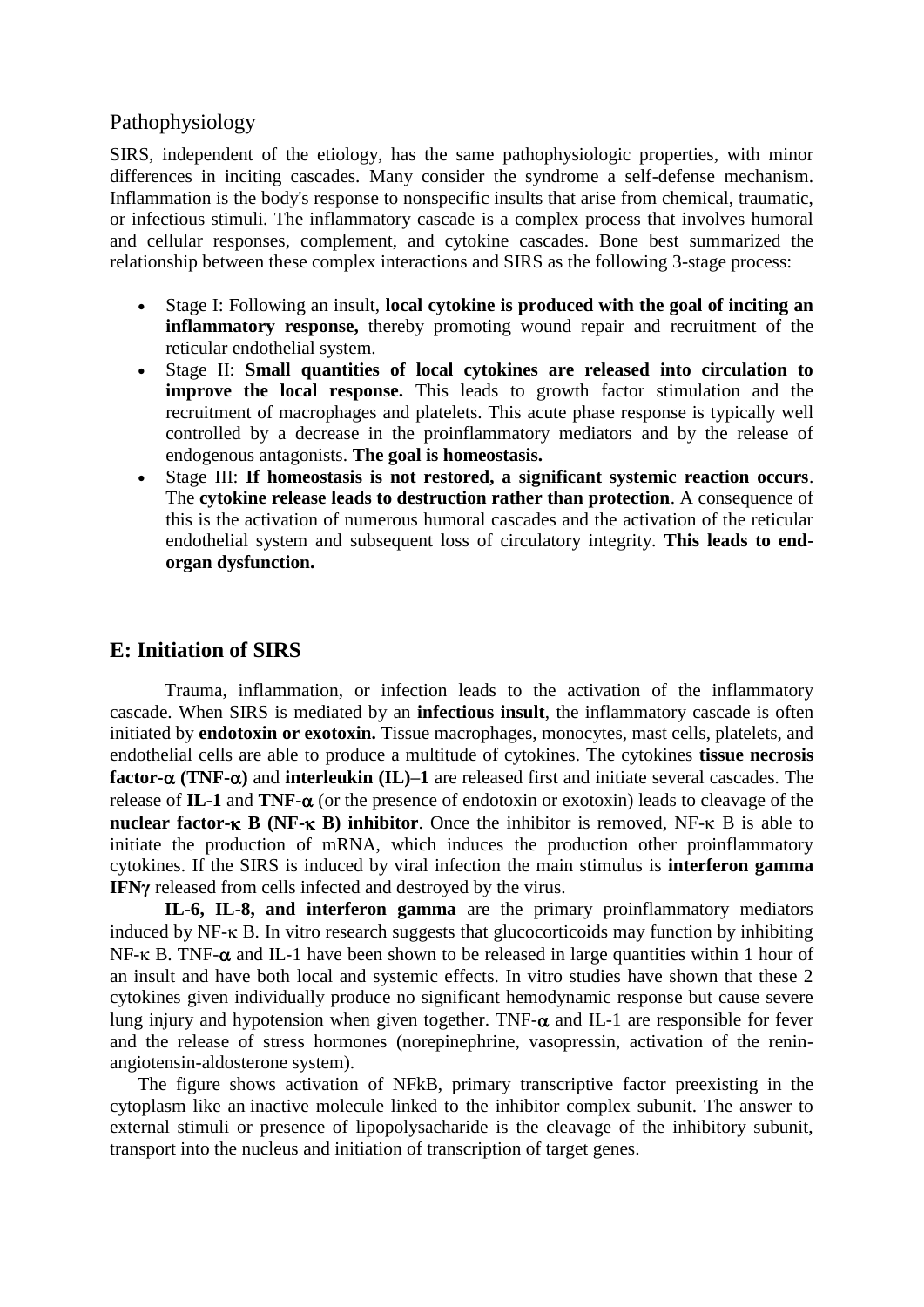## Pathophysiology

SIRS, independent of the etiology, has the same pathophysiologic properties, with minor differences in inciting cascades. Many consider the syndrome a self-defense mechanism. Inflammation is the body's response to nonspecific insults that arise from chemical, traumatic, or infectious stimuli. The inflammatory cascade is a complex process that involves humoral and cellular responses, complement, and cytokine cascades. Bone best summarized the relationship between these complex interactions and SIRS as the following 3-stage process:

- Stage I: Following an insult, **local cytokine is produced with the goal of inciting an inflammatory response,** thereby promoting wound repair and recruitment of the reticular endothelial system.
- Stage II: **Small quantities of local cytokines are released into circulation to improve the local response.** This leads to growth factor stimulation and the recruitment of macrophages and platelets. This acute phase response is typically well controlled by a decrease in the proinflammatory mediators and by the release of endogenous antagonists. **The goal is homeostasis.**
- Stage III: **If homeostasis is not restored, a significant systemic reaction occurs**. The **cytokine release leads to destruction rather than protection**. A consequence of this is the activation of numerous humoral cascades and the activation of the reticular endothelial system and subsequent loss of circulatory integrity. **This leads to end-organ dysfunction.**

## E: Initiation of SIRS

Trauma, inflammation, or infection leads to the activation of the inflammatory cascade. When SIRS is mediated by an **infectious insult**, the inflammatory cascade is often initiated by **endotoxin or exotoxin.** Tissue macrophages, monocytes, mast cells, platelets, and endothelial cells are able to produce a multitude of cytokines. The cytokines **tissue necrosis factor-α (TNF-α)** and **interleukin (IL)–1** are released first and initiate several cascades. The release of **IL-1** and **TNF-α** (or the presence of endotoxin or exotoxin) leads to cleavage of the **nuclear factor-κ B (NF-κ B) inhibitor**. Once the inhibitor is removed, NF-κ B is able to initiate the production of mRNA, which induces the production other proinflammatory cytokines. If the SIRS is induced by viral infection the main stimulus is **interferon gamma IFNγ** released from cells infected and destroyed by the virus.

**IL-6, IL-8, and interferon gamma** are the primary proinflammatory mediators induced by NF-κ B. In vitro research suggests that glucocorticoids may function by inhibiting NF-κ B. TNF-α and IL-1 have been shown to be released in large quantities within 1 hour of an insult and have both local and systemic effects. In vitro studies have shown that these 2 cytokines given individually produce no significant hemodynamic response but cause severe lung injury and hypotension when given together. TNF-α and IL-1 are responsible for fever and the release of stress hormones (norepinephrine, vasopressin, activation of the renin-angiotensin-aldosterone system).

The figure shows activation of NFkB, primary transcriptive factor preexisting in the cytoplasm like an inactive molecule linked to the inhibitor complex subunit. The answer to external stimuli or presence of lipopolysacharide is the cleavage of the inhibitory subunit, transport into the nucleus and initiation of transcription of target genes.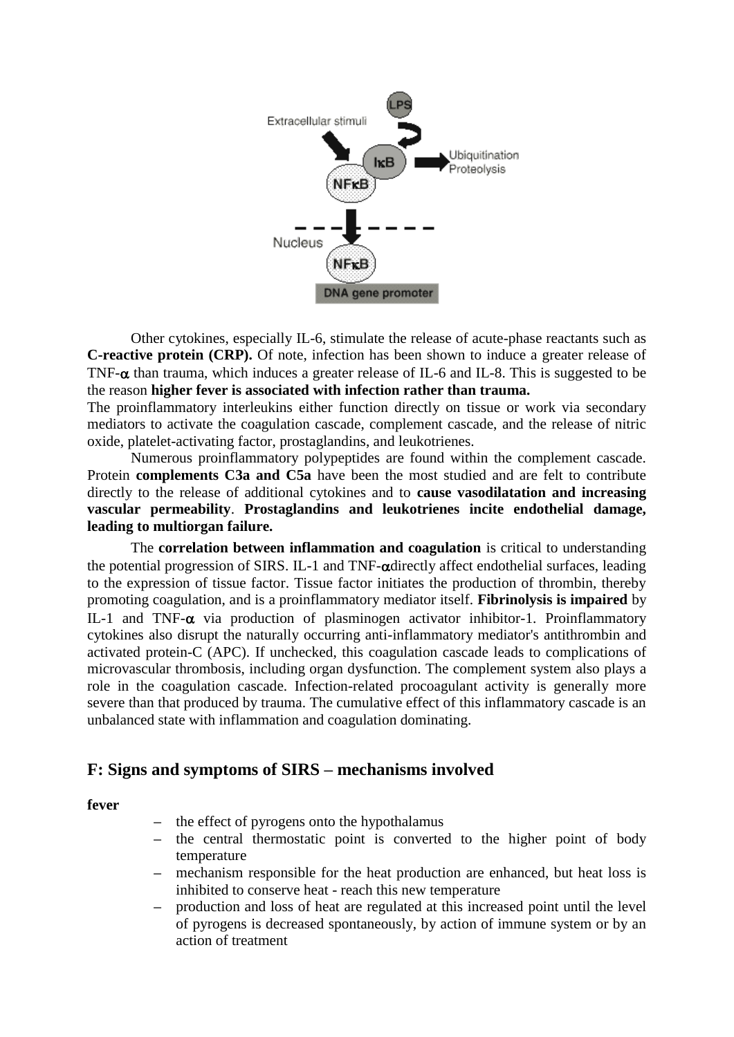Other cytokines, especially IL-6, stimulate the release of acute-phase reactants such as **C-reactive protein (CRP).** Of note, infection has been shown to induce a greater release of TNF-$\alpha$ than trauma, which induces a greater release of IL-6 and IL-8. This is suggested to be the reason **higher fever is associated with infection rather than trauma.**

The proinflammatory interleukins either function directly on tissue or work via secondary mediators to activate the coagulation cascade, complement cascade, and the release of nitric oxide, platelet-activating factor, prostaglandins, and leukotrienes.

Numerous proinflammatory polypeptides are found within the complement cascade. Protein **complements C3a and C5a** have been the most studied and are felt to contribute directly to the release of additional cytokines and to **cause vasodilatation and increasing vascular permeability**. **Prostaglandins and leukotrienes incite endothelial damage, leading to multiorgan failure.**

The **correlation between inflammation and coagulation** is critical to understanding the potential progression of SIRS. IL-1 and TNF-$\alpha$directly affect endothelial surfaces, leading to the expression of tissue factor. Tissue factor initiates the production of thrombin, thereby promoting coagulation, and is a proinflammatory mediator itself. **Fibrinolysis is impaired** by IL-1 and TNF-$\alpha$ via production of plasminogen activator inhibitor-1. Proinflammatory cytokines also disrupt the naturally occurring anti-inflammatory mediator's antithrombin and activated protein-C (APC). If unchecked, this coagulation cascade leads to complications of microvascular thrombosis, including organ dysfunction. The complement system also plays a role in the coagulation cascade. Infection-related procoagulant activity is generally more severe than that produced by trauma. The cumulative effect of this inflammatory cascade is an unbalanced state with inflammation and coagulation dominating.

## F: Signs and symptoms of SIRS – mechanisms involved

**fever**

- the effect of pyrogens onto the hypothalamus
- the central thermostatic point is converted to the higher point of body temperature
- mechanism responsible for the heat production are enhanced, but heat loss is inhibited to conserve heat - reach this new temperature
- production and loss of heat are regulated at this increased point until the level of pyrogens is decreased spontaneously, by action of immune system or by an action of treatment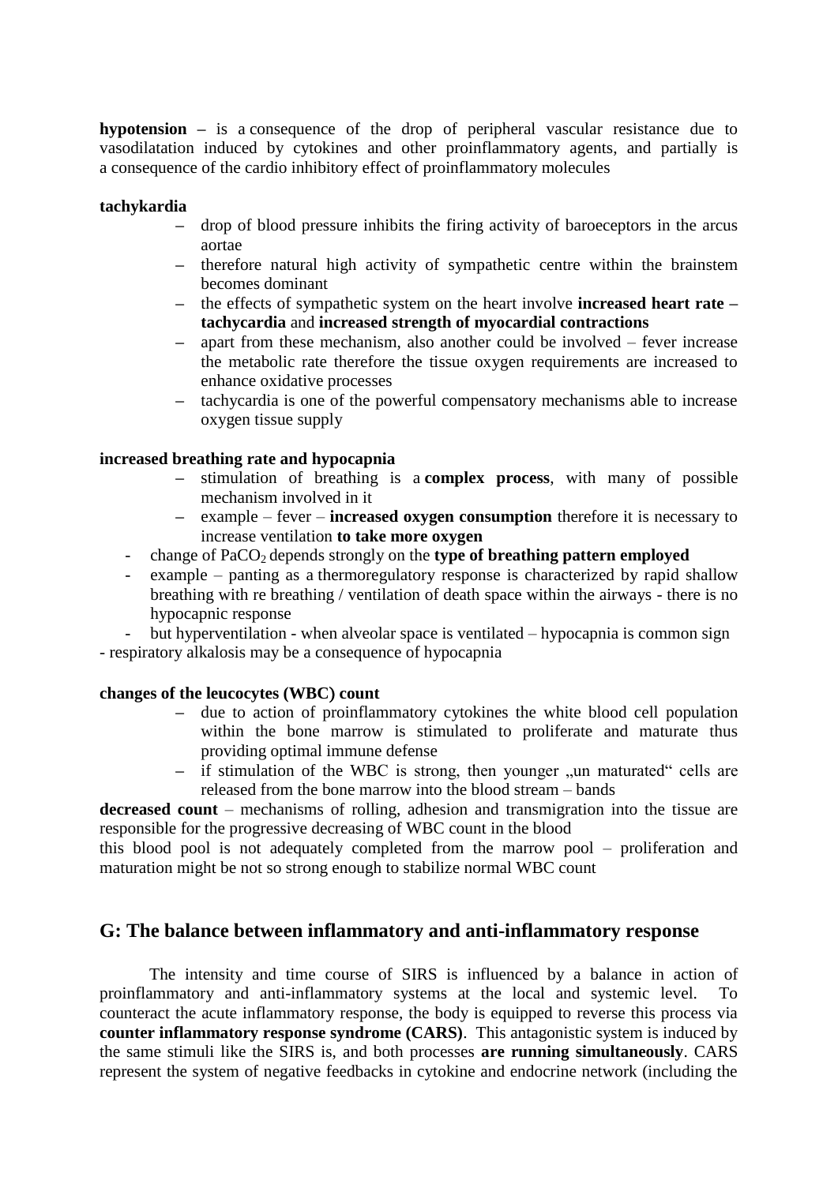**hypotension** – is a consequence of the drop of peripheral vascular resistance due to vasodilatation induced by cytokines and other proinflammatory agents, and partially is a consequence of the cardio inhibitory effect of proinflammatory molecules

**tachykardia**

- drop of blood pressure inhibits the firing activity of baroeceptors in the arcus aortae
- therefore natural high activity of sympathetic centre within the brainstem becomes dominant
- the effects of sympathetic system on the heart involve **increased heart rate – tachycardia** and **increased strength of myocardial contractions**
- apart from these mechanism, also another could be involved – fever increase the metabolic rate therefore the tissue oxygen requirements are increased to enhance oxidative processes
- tachycardia is one of the powerful compensatory mechanisms able to increase oxygen tissue supply

**increased breathing rate and hypocapnia**

- stimulation of breathing is a **complex process**, with many of possible mechanism involved in it
- example – fever – **increased oxygen consumption** therefore it is necessary to increase ventilation **to take more oxygen**

- change of $PaCO_2$ depends strongly on the **type of breathing pattern employed**
- example – panting as a thermoregulatory response is characterized by rapid shallow breathing with re breathing / ventilation of death space within the airways - there is no hypocapnic response
- but hyperventilation - when alveolar space is ventilated – hypocapnia is common sign

- respiratory alkalosis may be a consequence of hypocapnia

**changes of the leucocytes (WBC) count**

- due to action of proinflammatory cytokines the white blood cell population within the bone marrow is stimulated to proliferate and maturate thus providing optimal immune defense
- if stimulation of the WBC is strong, then younger „un maturated" cells are released from the bone marrow into the blood stream – bands

**decreased count** – mechanisms of rolling, adhesion and transmigration into the tissue are responsible for the progressive decreasing of WBC count in the blood

this blood pool is not adequately completed from the marrow pool – proliferation and maturation might be not so strong enough to stabilize normal WBC count

## G: The balance between inflammatory and anti-inflammatory response

The intensity and time course of SIRS is influenced by a balance in action of proinflammatory and anti-inflammatory systems at the local and systemic level. To counteract the acute inflammatory response, the body is equipped to reverse this process via **counter inflammatory response syndrome (CARS)**. This antagonistic system is induced by the same stimuli like the SIRS is, and both processes **are running simultaneously**. CARS represent the system of negative feedbacks in cytokine and endocrine network (including the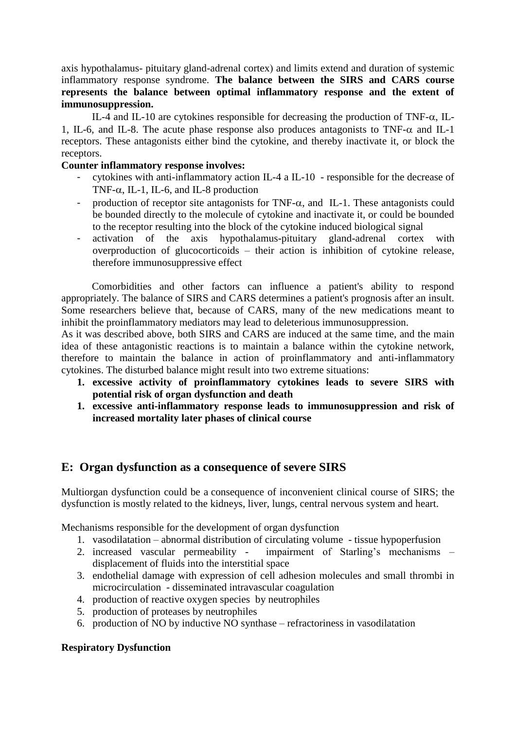axis hypothalamus- pituitary gland-adrenal cortex) and limits extend and duration of systemic inflammatory response syndrome. **The balance between the SIRS and CARS course represents the balance between optimal inflammatory response and the extent of immunosuppression.**

IL-4 and IL-10 are cytokines responsible for decreasing the production of TNF-$\alpha$, IL-1, IL-6, and IL-8. The acute phase response also produces antagonists to TNF-$\alpha$ and IL-1 receptors. These antagonists either bind the cytokine, and thereby inactivate it, or block the receptors.

**Counter inflammatory response involves:**

- cytokines with anti-inflammatory action IL-4 a IL-10 - responsible for the decrease of TNF-$\alpha$, IL-1, IL-6, and IL-8 production
- production of receptor site antagonists for TNF-$\alpha$, and IL-1. These antagonists could be bounded directly to the molecule of cytokine and inactivate it, or could be bounded to the receptor resulting into the block of the cytokine induced biological signal
- activation of the axis hypothalamus-pituitary gland-adrenal cortex with overproduction of glucocorticoids – their action is inhibition of cytokine release, therefore immunosuppressive effect

Comorbidities and other factors can influence a patient's ability to respond appropriately. The balance of SIRS and CARS determines a patient's prognosis after an insult. Some researchers believe that, because of CARS, many of the new medications meant to inhibit the proinflammatory mediators may lead to deleterious immunosuppression.

As it was described above, both SIRS and CARS are induced at the same time, and the main idea of these antagonistic reactions is to maintain a balance within the cytokine network, therefore to maintain the balance in action of proinflammatory and anti-inflammatory cytokines. The disturbed balance might result into two extreme situations:

1. **excessive activity of proinflammatory cytokines leads to severe SIRS with potential risk of organ dysfunction and death**
1. **excessive anti-inflammatory response leads to immunosuppression and risk of increased mortality later phases of clinical course**

## E: Organ dysfunction as a consequence of severe SIRS

Multiorgan dysfunction could be a consequence of inconvenient clinical course of SIRS; the dysfunction is mostly related to the kidneys, liver, lungs, central nervous system and heart.

Mechanisms responsible for the development of organ dysfunction

1. vasodilatation – abnormal distribution of circulating volume - tissue hypoperfusion
2. increased vascular permeability - impairment of Starling's mechanisms – displacement of fluids into the interstitial space
3. endothelial damage with expression of cell adhesion molecules and small thrombi in microcirculation - disseminated intravascular coagulation
4. production of reactive oxygen species by neutrophiles
5. production of proteases by neutrophiles
6. production of NO by inductive NO synthase – refractoriness in vasodilatation

**Respiratory Dysfunction**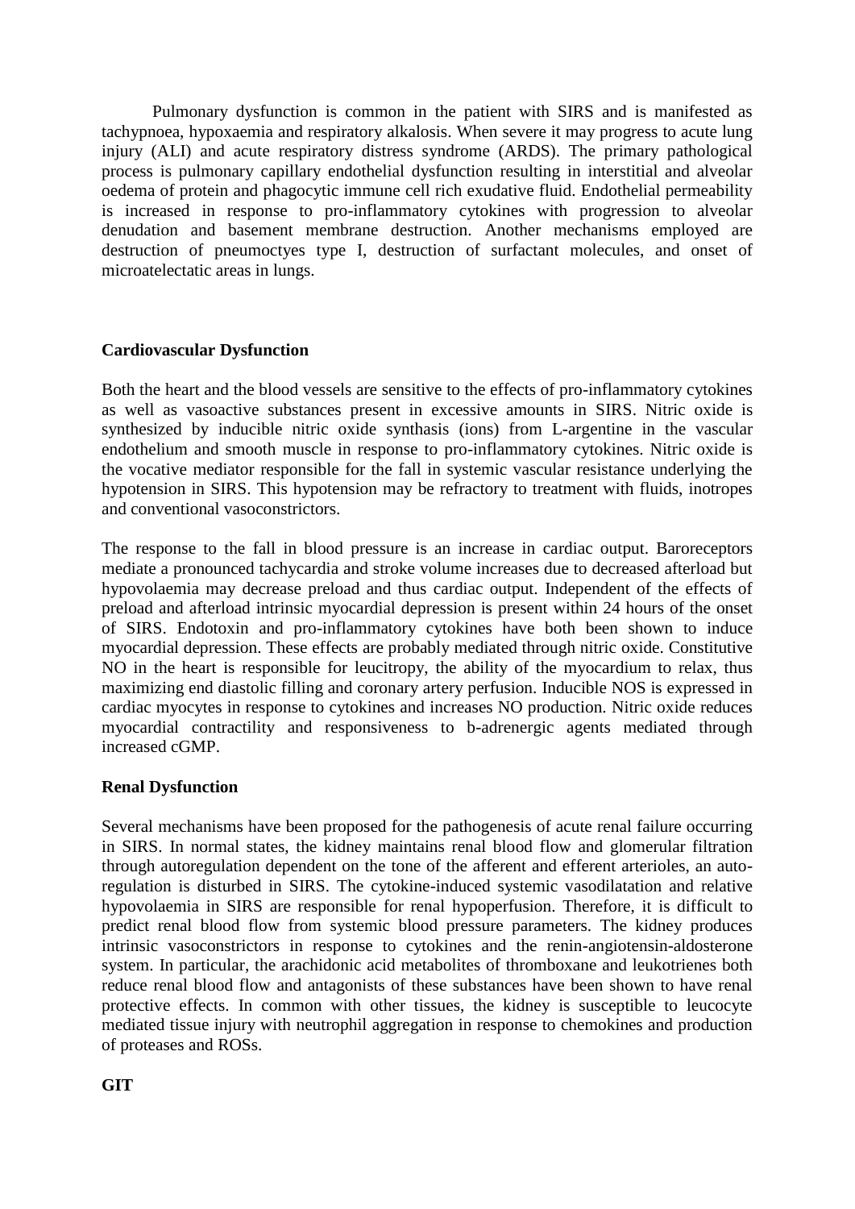Pulmonary dysfunction is common in the patient with SIRS and is manifested as tachypnoea, hypoxaemia and respiratory alkalosis. When severe it may progress to acute lung injury (ALI) and acute respiratory distress syndrome (ARDS). The primary pathological process is pulmonary capillary endothelial dysfunction resulting in interstitial and alveolar oedema of protein and phagocytic immune cell rich exudative fluid. Endothelial permeability is increased in response to pro-inflammatory cytokines with progression to alveolar denudation and basement membrane destruction. Another mechanisms employed are destruction of pneumoctyes type I, destruction of surfactant molecules, and onset of microatelectatic areas in lungs.

**Cardiovascular Dysfunction**

Both the heart and the blood vessels are sensitive to the effects of pro-inflammatory cytokines as well as vasoactive substances present in excessive amounts in SIRS. Nitric oxide is synthesized by inducible nitric oxide synthasis (ions) from L-argentine in the vascular endothelium and smooth muscle in response to pro-inflammatory cytokines. Nitric oxide is the vocative mediator responsible for the fall in systemic vascular resistance underlying the hypotension in SIRS. This hypotension may be refractory to treatment with fluids, inotropes and conventional vasoconstrictors.

The response to the fall in blood pressure is an increase in cardiac output. Baroreceptors mediate a pronounced tachycardia and stroke volume increases due to decreased afterload but hypovolaemia may decrease preload and thus cardiac output. Independent of the effects of preload and afterload intrinsic myocardial depression is present within 24 hours of the onset of SIRS. Endotoxin and pro-inflammatory cytokines have both been shown to induce myocardial depression. These effects are probably mediated through nitric oxide. Constitutive NO in the heart is responsible for leucitropy, the ability of the myocardium to relax, thus maximizing end diastolic filling and coronary artery perfusion. Inducible NOS is expressed in cardiac myocytes in response to cytokines and increases NO production. Nitric oxide reduces myocardial contractility and responsiveness to b-adrenergic agents mediated through increased cGMP.

**Renal Dysfunction**

Several mechanisms have been proposed for the pathogenesis of acute renal failure occurring in SIRS. In normal states, the kidney maintains renal blood flow and glomerular filtration through autoregulation dependent on the tone of the afferent and efferent arterioles, an auto-regulation is disturbed in SIRS. The cytokine-induced systemic vasodilatation and relative hypovolaemia in SIRS are responsible for renal hypoperfusion. Therefore, it is difficult to predict renal blood flow from systemic blood pressure parameters. The kidney produces intrinsic vasoconstrictors in response to cytokines and the renin-angiotensin-aldosterone system. In particular, the arachidonic acid metabolites of thromboxane and leukotrienes both reduce renal blood flow and antagonists of these substances have been shown to have renal protective effects. In common with other tissues, the kidney is susceptible to leucocyte mediated tissue injury with neutrophil aggregation in response to chemokines and production of proteases and ROSs.

**GIT**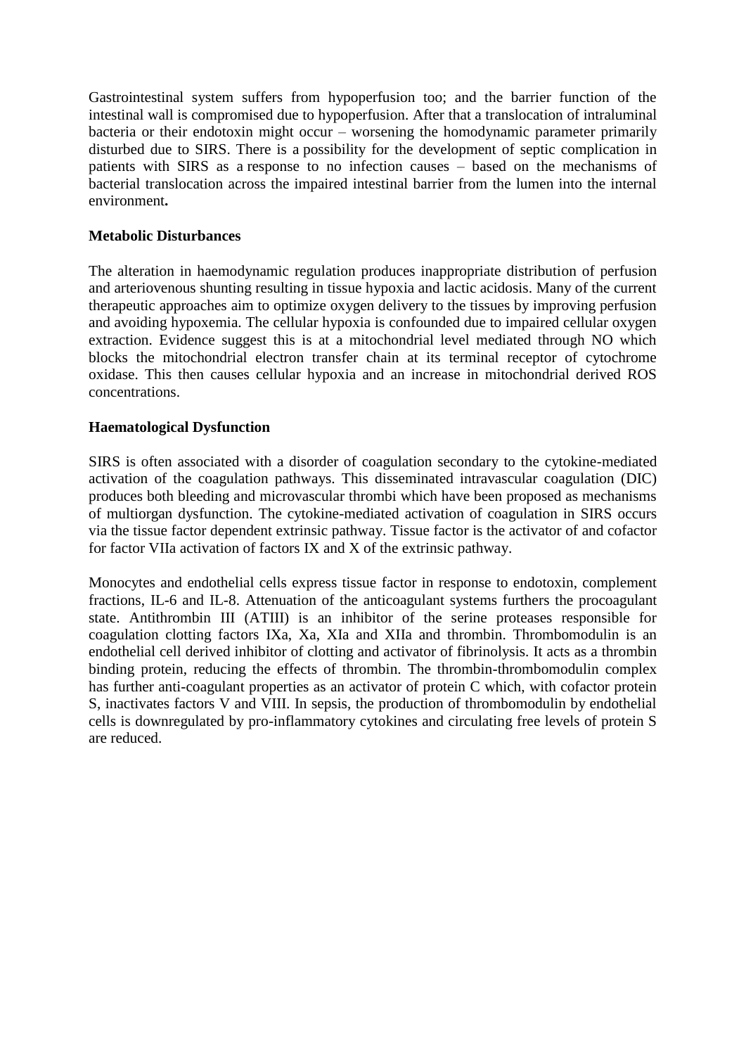Gastrointestinal system suffers from hypoperfusion too; and the barrier function of the intestinal wall is compromised due to hypoperfusion. After that a translocation of intraluminal bacteria or their endotoxin might occur – worsening the homodynamic parameter primarily disturbed due to SIRS. There is a possibility for the development of septic complication in patients with SIRS as a response to no infection causes – based on the mechanisms of bacterial translocation across the impaired intestinal barrier from the lumen into the internal environment**.**

**Metabolic Disturbances**

The alteration in haemodynamic regulation produces inappropriate distribution of perfusion and arteriovenous shunting resulting in tissue hypoxia and lactic acidosis. Many of the current therapeutic approaches aim to optimize oxygen delivery to the tissues by improving perfusion and avoiding hypoxemia. The cellular hypoxia is confounded due to impaired cellular oxygen extraction. Evidence suggest this is at a mitochondrial level mediated through NO which blocks the mitochondrial electron transfer chain at its terminal receptor of cytochrome oxidase. This then causes cellular hypoxia and an increase in mitochondrial derived ROS concentrations.

**Haematological Dysfunction**

SIRS is often associated with a disorder of coagulation secondary to the cytokine-mediated activation of the coagulation pathways. This disseminated intravascular coagulation (DIC) produces both bleeding and microvascular thrombi which have been proposed as mechanisms of multiorgan dysfunction. The cytokine-mediated activation of coagulation in SIRS occurs via the tissue factor dependent extrinsic pathway. Tissue factor is the activator of and cofactor for factor VIIa activation of factors IX and X of the extrinsic pathway.

Monocytes and endothelial cells express tissue factor in response to endotoxin, complement fractions, IL-6 and IL-8. Attenuation of the anticoagulant systems furthers the procoagulant state. Antithrombin III (ATIII) is an inhibitor of the serine proteases responsible for coagulation clotting factors IXa, Xa, XIa and XIIa and thrombin. Thrombomodulin is an endothelial cell derived inhibitor of clotting and activator of fibrinolysis. It acts as a thrombin binding protein, reducing the effects of thrombin. The thrombin-thrombomodulin complex has further anti-coagulant properties as an activator of protein C which, with cofactor protein S, inactivates factors V and VIII. In sepsis, the production of thrombomodulin by endothelial cells is downregulated by pro-inflammatory cytokines and circulating free levels of protein S are reduced.